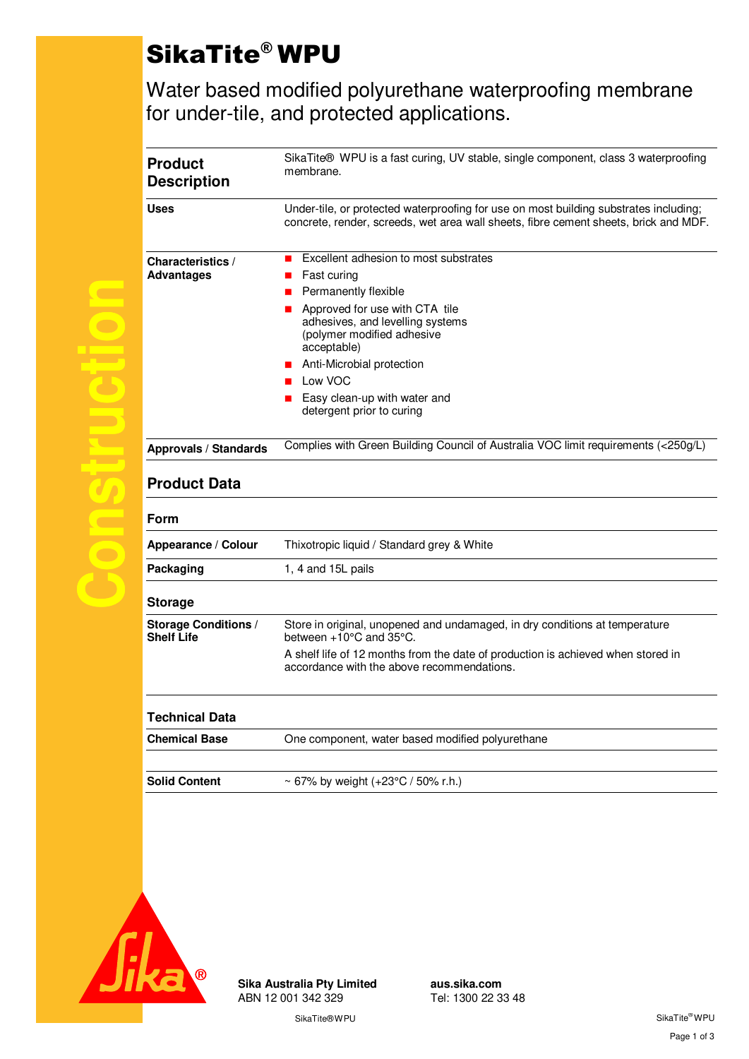# SikaTite® WPU

Water based modified polyurethane waterproofing membrane for under-tile, and protected applications.

## Product Description

SikaTite® WPU is a fast curing, UV stable, single component, class 3 waterproofing membrane.

**Uses**

Under-tile, or protected waterproofing for use on most building substrates including; concrete, render, screeds, wet area wall sheets, fibre cement sheets, brick and MDF.

**Characteristics / Advantages**

- Excellent adhesion to most substrates
- Fast curing
- Permanently flexible
- Approved for use with CTA tile adhesives, and levelling systems (polymer modified adhesive acceptable)
- Anti-Microbial protection
- Low VOC
- Easy clean-up with water and detergent prior to curing

**Approvals / Standards**

Complies with Green Building Council of Australia VOC limit requirements (<250g/L)

## Product Data

### Form

**Appearance / Colour**

Thixotropic liquid / Standard grey & White

**Packaging**

1, 4 and 15L pails

### Storage

**Storage Conditions / Shelf Life**

Store in original, unopened and undamaged, in dry conditions at temperature between +10°C and 35°C.

A shelf life of 12 months from the date of production is achieved when stored in accordance with the above recommendations.

### Technical Data

**Chemical Base**

One component, water based modified polyurethane

**Solid Content**

~ 67% by weight (+23°C / 50% r.h.)

**Sika Australia Pty Limited**
ABN 12 001 342 329

**aus.sika.com**
Tel: 1300 22 33 48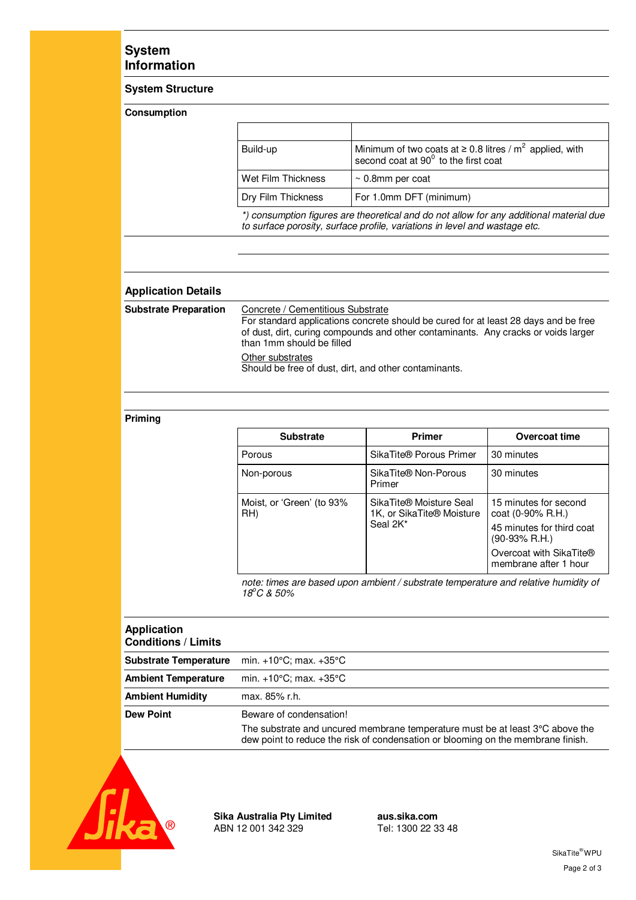# System Information

## System Structure

### Consumption

| | |
|---|---|
| Build-up | Minimum of two coats at ≥ 0.8 litres / $m^2$ applied, with second coat at $90^0$ to the first coat |
| Wet Film Thickness | ~ 0.8mm per coat |
| Dry Film Thickness | For 1.0mm DFT (minimum) |

*\*) consumption figures are theoretical and do not allow for any additional material due to surface porosity, surface profile, variations in level and wastage etc.*

## Application Details

**Substrate Preparation**

Concrete / Cementitious Substrate
For standard applications concrete should be cured for at least 28 days and be free of dust, dirt, curing compounds and other contaminants. Any cracks or voids larger than 1mm should be filled

Other substrates
Should be free of dust, dirt, and other contaminants.

### Priming

| Substrate | Primer | Overcoat time |
|---|---|---|
| Porous | SikaTite® Porous Primer | 30 minutes |
| Non-porous | SikaTite® Non-Porous Primer | 30 minutes |
| Moist, or 'Green' (to 93% RH) | SikaTite® Moisture Seal 1K, or SikaTite® Moisture Seal 2K* | 15 minutes for second coat (0-90% R.H.)<br>45 minutes for third coat (90-93% R.H.)<br>Overcoat with SikaTite® membrane after 1 hour |

*note: times are based upon ambient / substrate temperature and relative humidity of 18°C & 50%*

## Application Conditions / Limits

| | |
|---|---|
| **Substrate Temperature** | min. +10°C; max. +35°C |
| **Ambient Temperature** | min. +10°C; max. +35°C |
| **Ambient Humidity** | max. 85% r.h. |
| **Dew Point** | Beware of condensation!<br>The substrate and uncured membrane temperature must be at least 3°C above the dew point to reduce the risk of condensation or blooming on the membrane finish. |

**Sika Australia Pty Limited**
ABN 12 001 342 329

**aus.sika.com**
Tel: 1300 22 33 48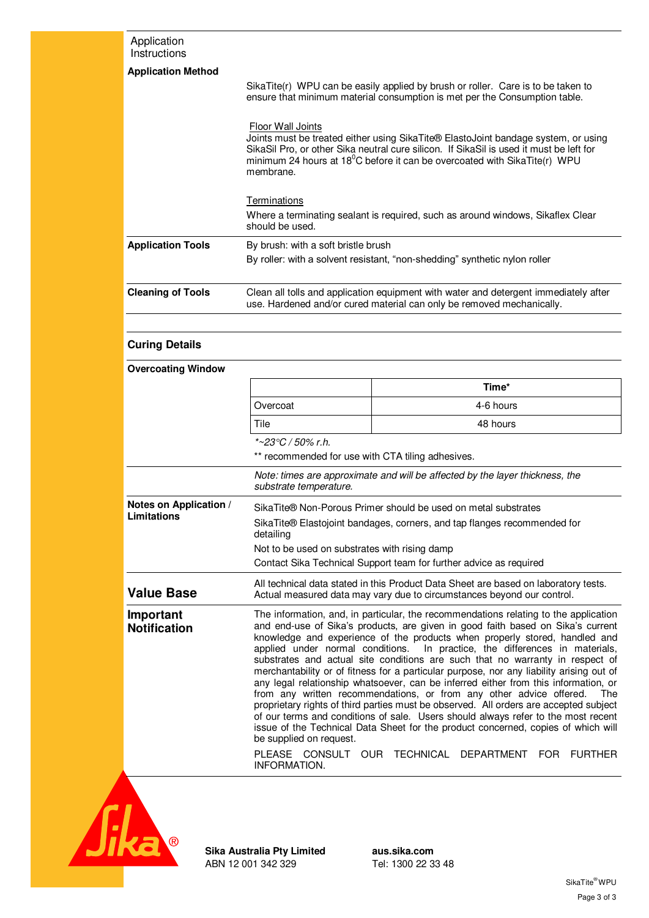## Application Instructions

**Application Method**

SikaTite(r) WPU can be easily applied by brush or roller. Care is to be taken to ensure that minimum material consumption is met per the Consumption table.

Floor Wall Joints

Joints must be treated either using SikaTite® ElastoJoint bandage system, or using SikaSil Pro, or other Sika neutral cure silicon. If SikaSil is used it must be left for minimum 24 hours at 18$^{0}$C before it can be overcoated with SikaTite(r) WPU membrane.

Terminations

Where a terminating sealant is required, such as around windows, Sikaflex Clear should be used.

**Application Tools**

By brush: with a soft bristle brush

By roller: with a solvent resistant, "non-shedding" synthetic nylon roller

**Cleaning of Tools**

Clean all tolls and application equipment with water and detergent immediately after use. Hardened and/or cured material can only be removed mechanically.

## Curing Details

**Overcoating Window**

| | Time* |
|---|---|
| Overcoat | 4-6 hours |
| Tile | 48 hours |

*\*~23°C / 50% r.h.*

\*\* recommended for use with CTA tiling adhesives.

*Note: times are approximate and will be affected by the layer thickness, the substrate temperature.*

**Notes on Application / Limitations**

SikaTite® Non-Porous Primer should be used on metal substrates

SikaTite® Elastojoint bandages, corners, and tap flanges recommended for detailing

Not to be used on substrates with rising damp

Contact Sika Technical Support team for further advice as required

## Value Base

All technical data stated in this Product Data Sheet are based on laboratory tests. Actual measured data may vary due to circumstances beyond our control.

## Important Notification

The information, and, in particular, the recommendations relating to the application and end-use of Sika's products, are given in good faith based on Sika's current knowledge and experience of the products when properly stored, handled and applied under normal conditions. In practice, the differences in materials, substrates and actual site conditions are such that no warranty in respect of merchantability or of fitness for a particular purpose, nor any liability arising out of any legal relationship whatsoever, can be inferred either from this information, or from any written recommendations, or from any other advice offered. The proprietary rights of third parties must be observed. All orders are accepted subject of our terms and conditions of sale. Users should always refer to the most recent issue of the Technical Data Sheet for the product concerned, copies of which will be supplied on request.

PLEASE CONSULT OUR TECHNICAL DEPARTMENT FOR FURTHER INFORMATION.

**Sika Australia Pty Limited**
ABN 12 001 342 329

**aus.sika.com**
Tel: 1300 22 33 48